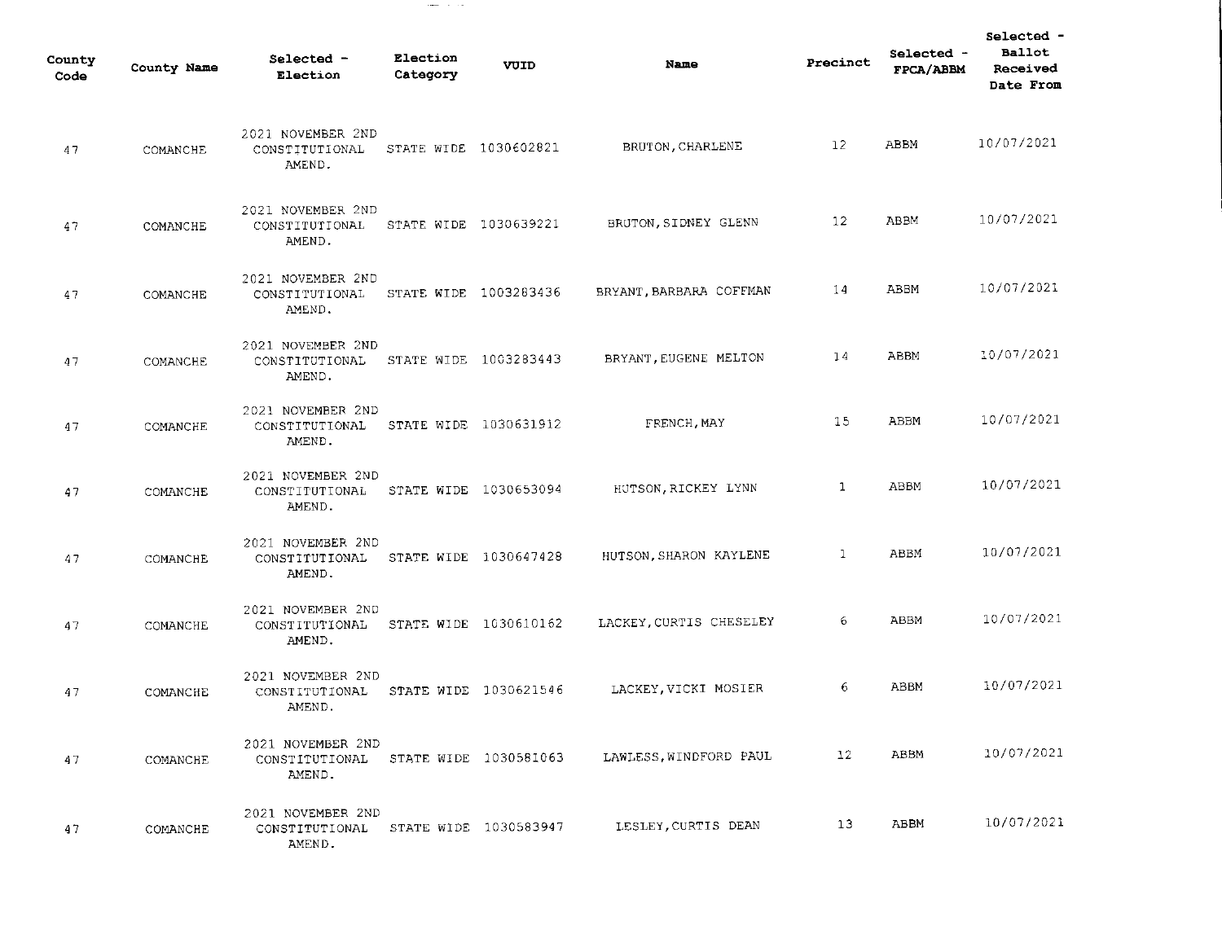| County Code | County Name | Selected - Election | Election Category | VUID | Name | Precinct | Selected - FPCA/ABBM | Selected - Ballot Received Date From |
|---|---|---|---|---|---|---|---|---|
| 47 | COMANCHE | 2021 NOVEMBER 2ND CONSTITUTIONAL AMEND. | STATE WIDE | 1030602821 | BRUTON,CHARLENE | 12 | ABBM | 10/07/2021 |
| 47 | COMANCHE | 2021 NOVEMBER 2ND CONSTITUTIONAL AMEND. | STATE WIDE | 1030639221 | BRUTON,SIDNEY GLENN | 12 | ABBM | 10/07/2021 |
| 47 | COMANCHE | 2021 NOVEMBER 2ND CONSTITUTIONAL AMEND. | STATE WIDE | 1003283436 | BRYANT,BARBARA COFFMAN | 14 | ABBM | 10/07/2021 |
| 47 | COMANCHE | 2021 NOVEMBER 2ND CONSTITUTIONAL AMEND. | STATE WIDE | 1003283443 | BRYANT,EUGENE MELTON | 14 | ABBM | 10/07/2021 |
| 47 | COMANCHE | 2021 NOVEMBER 2ND CONSTITUTIONAL AMEND. | STATE WIDE | 1030631912 | FRENCH,MAY | 15 | ABBM | 10/07/2021 |
| 47 | COMANCHE | 2021 NOVEMBER 2ND CONSTITUTIONAL AMEND. | STATE WIDE | 1030653094 | HUTSON,RICKEY LYNN | 1 | ABBM | 10/07/2021 |
| 47 | COMANCHE | 2021 NOVEMBER 2ND CONSTITUTIONAL AMEND. | STATE WIDE | 1030647428 | HUTSON,SHARON KAYLENE | 1 | ABBM | 10/07/2021 |
| 47 | COMANCHE | 2021 NOVEMBER 2ND CONSTITUTIONAL AMEND. | STATE WIDE | 1030610162 | LACKEY,CURTIS CHESELEY | 6 | ABBM | 10/07/2021 |
| 47 | COMANCHE | 2021 NOVEMBER 2ND CONSTITUTIONAL AMEND. | STATE WIDE | 1030621546 | LACKEY,VICKI MOSIER | 6 | ABBM | 10/07/2021 |
| 47 | COMANCHE | 2021 NOVEMBER 2ND CONSTITUTIONAL AMEND. | STATE WIDE | 1030581063 | LAWLESS,WINDFORD PAUL | 12 | ABBM | 10/07/2021 |
| 47 | COMANCHE | 2021 NOVEMBER 2ND CONSTITUTIONAL AMEND. | STATE WIDE | 1030583947 | LESLEY,CURTIS DEAN | 13 | ABBM | 10/07/2021 |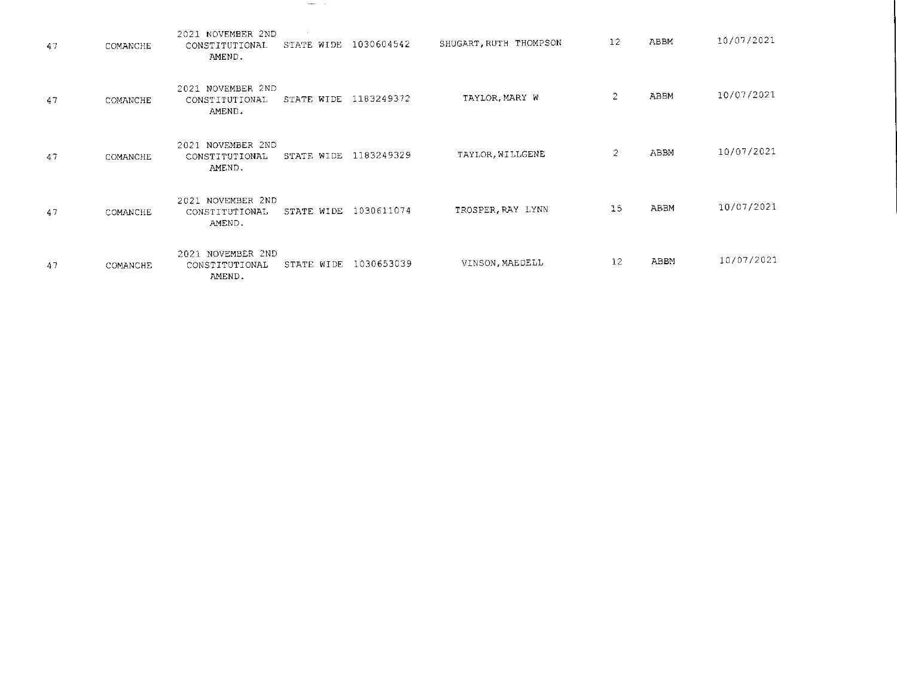| | | | | | | | | |
|---|---|---|---|---|---|---|---|---|
| 47 | COMANCHE | 2021 NOVEMBER 2ND CONSTITUTIONAL AMEND. | STATE WIDE | 1030604542 | SHUGART,RUTH THOMPSON | 12 | ABBM | 10/07/2021 |
| 47 | COMANCHE | 2021 NOVEMBER 2ND CONSTITUTIONAL AMEND. | STATE WIDE | 1183249372 | TAYLOR,MARY W | 2 | ABBM | 10/07/2021 |
| 47 | COMANCHE | 2021 NOVEMBER 2ND CONSTITUTIONAL AMEND. | STATE WIDE | 1183249329 | TAYLOR,WILLGENE | 2 | ABBM | 10/07/2021 |
| 47 | COMANCHE | 2021 NOVEMBER 2ND CONSTITUTIONAL AMEND. | STATE WIDE | 1030611074 | TROSPER,RAY LYNN | 15 | ABBM | 10/07/2021 |
| 47 | COMANCHE | 2021 NOVEMBER 2ND CONSTITUTIONAL AMEND. | STATE WIDE | 1030653039 | VINSON,MAEDELL | 12 | ABBM | 10/07/2021 |